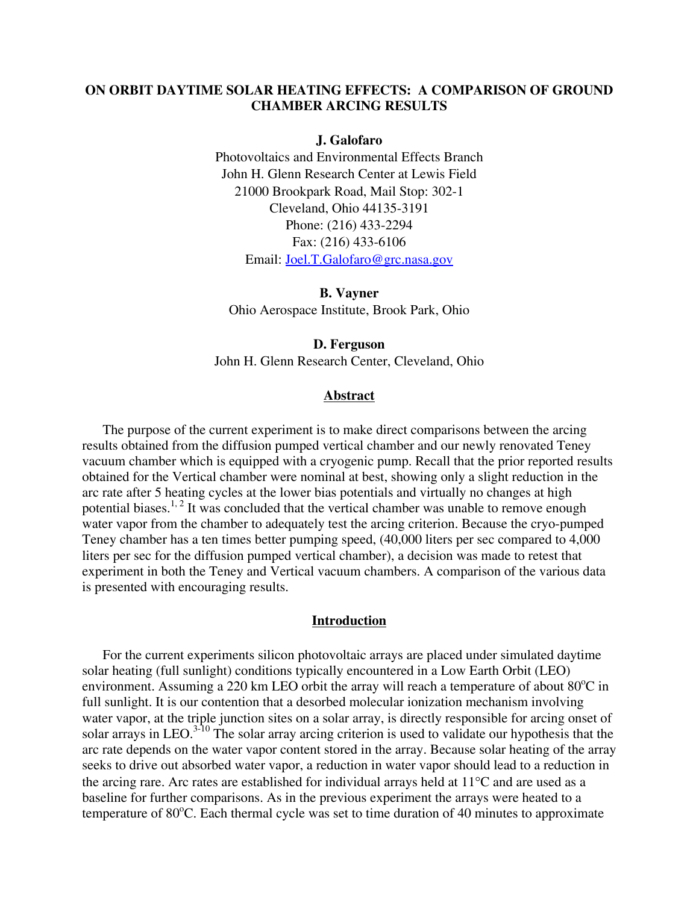# ON ORBIT DAYTIME SOLAR HEATING EFFECTS: A COMPARISON OF GROUND CHAMBER ARCING RESULTS

**J. Galofaro**

Photovoltaics and Environmental Effects Branch
John H. Glenn Research Center at Lewis Field
21000 Brookpark Road, Mail Stop: 302-1
Cleveland, Ohio 44135-3191
Phone: (216) 433-2294
Fax: (216) 433-6106
Email: Joel.T.Galofaro@grc.nasa.gov

**B. Vayner**

Ohio Aerospace Institute, Brook Park, Ohio

**D. Ferguson**

John H. Glenn Research Center, Cleveland, Ohio

## Abstract

The purpose of the current experiment is to make direct comparisons between the arcing results obtained from the diffusion pumped vertical chamber and our newly renovated Teney vacuum chamber which is equipped with a cryogenic pump. Recall that the prior reported results obtained for the Vertical chamber were nominal at best, showing only a slight reduction in the arc rate after 5 heating cycles at the lower bias potentials and virtually no changes at high potential biases.[1, 2] It was concluded that the vertical chamber was unable to remove enough water vapor from the chamber to adequately test the arcing criterion. Because the cryo-pumped Teney chamber has a ten times better pumping speed, (40,000 liters per sec compared to 4,000 liters per sec for the diffusion pumped vertical chamber), a decision was made to retest that experiment in both the Teney and Vertical vacuum chambers. A comparison of the various data is presented with encouraging results.

## Introduction

For the current experiments silicon photovoltaic arrays are placed under simulated daytime solar heating (full sunlight) conditions typically encountered in a Low Earth Orbit (LEO) environment. Assuming a 220 km LEO orbit the array will reach a temperature of about 80°C in full sunlight. It is our contention that a desorbed molecular ionization mechanism involving water vapor, at the triple junction sites on a solar array, is directly responsible for arcing onset of solar arrays in LEO.[3-10] The solar array arcing criterion is used to validate our hypothesis that the arc rate depends on the water vapor content stored in the array. Because solar heating of the array seeks to drive out absorbed water vapor, a reduction in water vapor should lead to a reduction in the arcing rare. Arc rates are established for individual arrays held at 11°C and are used as a baseline for further comparisons. As in the previous experiment the arrays were heated to a temperature of 80°C. Each thermal cycle was set to time duration of 40 minutes to approximate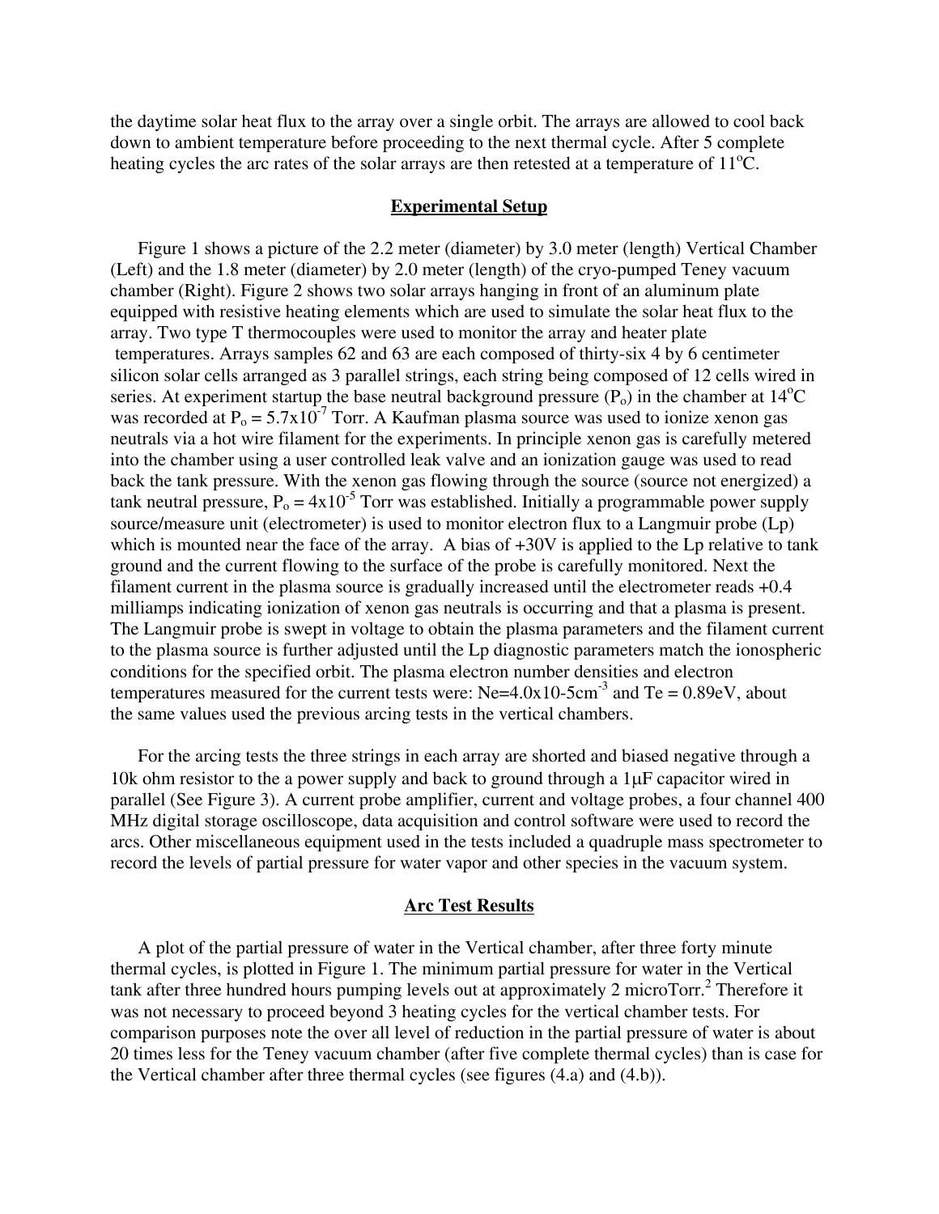the daytime solar heat flux to the array over a single orbit. The arrays are allowed to cool back down to ambient temperature before proceeding to the next thermal cycle. After 5 complete heating cycles the arc rates of the solar arrays are then retested at a temperature of 11°C.

## Experimental Setup

Figure 1 shows a picture of the 2.2 meter (diameter) by 3.0 meter (length) Vertical Chamber (Left) and the 1.8 meter (diameter) by 2.0 meter (length) of the cryo-pumped Teney vacuum chamber (Right). Figure 2 shows two solar arrays hanging in front of an aluminum plate equipped with resistive heating elements which are used to simulate the solar heat flux to the array. Two type T thermocouples were used to monitor the array and heater plate temperatures. Arrays samples 62 and 63 are each composed of thirty-six 4 by 6 centimeter silicon solar cells arranged as 3 parallel strings, each string being composed of 12 cells wired in series. At experiment startup the base neutral background pressure ($P_o$) in the chamber at 14°C was recorded at $P_o = 5.7 \times 10^{-7}$ Torr. A Kaufman plasma source was used to ionize xenon gas neutrals via a hot wire filament for the experiments. In principle xenon gas is carefully metered into the chamber using a user controlled leak valve and an ionization gauge was used to read back the tank pressure. With the xenon gas flowing through the source (source not energized) a tank neutral pressure, $P_o = 4 \times 10^{-5}$ Torr was established. Initially a programmable power supply source/measure unit (electrometer) is used to monitor electron flux to a Langmuir probe (Lp) which is mounted near the face of the array. A bias of +30V is applied to the Lp relative to tank ground and the current flowing to the surface of the probe is carefully monitored. Next the filament current in the plasma source is gradually increased until the electrometer reads +0.4 milliamps indicating ionization of xenon gas neutrals is occurring and that a plasma is present. The Langmuir probe is swept in voltage to obtain the plasma parameters and the filament current to the plasma source is further adjusted until the Lp diagnostic parameters match the ionospheric conditions for the specified orbit. The plasma electron number densities and electron temperatures measured for the current tests were: Ne=4.0x10-5$cm^{-3}$ and Te = 0.89eV, about the same values used the previous arcing tests in the vertical chambers.

For the arcing tests the three strings in each array are shorted and biased negative through a 10k ohm resistor to the a power supply and back to ground through a 1μF capacitor wired in parallel (See Figure 3). A current probe amplifier, current and voltage probes, a four channel 400 MHz digital storage oscilloscope, data acquisition and control software were used to record the arcs. Other miscellaneous equipment used in the tests included a quadruple mass spectrometer to record the levels of partial pressure for water vapor and other species in the vacuum system.

## Arc Test Results

A plot of the partial pressure of water in the Vertical chamber, after three forty minute thermal cycles, is plotted in Figure 1. The minimum partial pressure for water in the Vertical tank after three hundred hours pumping levels out at approximately 2 microTorr.[2] Therefore it was not necessary to proceed beyond 3 heating cycles for the vertical chamber tests. For comparison purposes note the over all level of reduction in the partial pressure of water is about 20 times less for the Teney vacuum chamber (after five complete thermal cycles) than is case for the Vertical chamber after three thermal cycles (see figures (4.a) and (4.b)).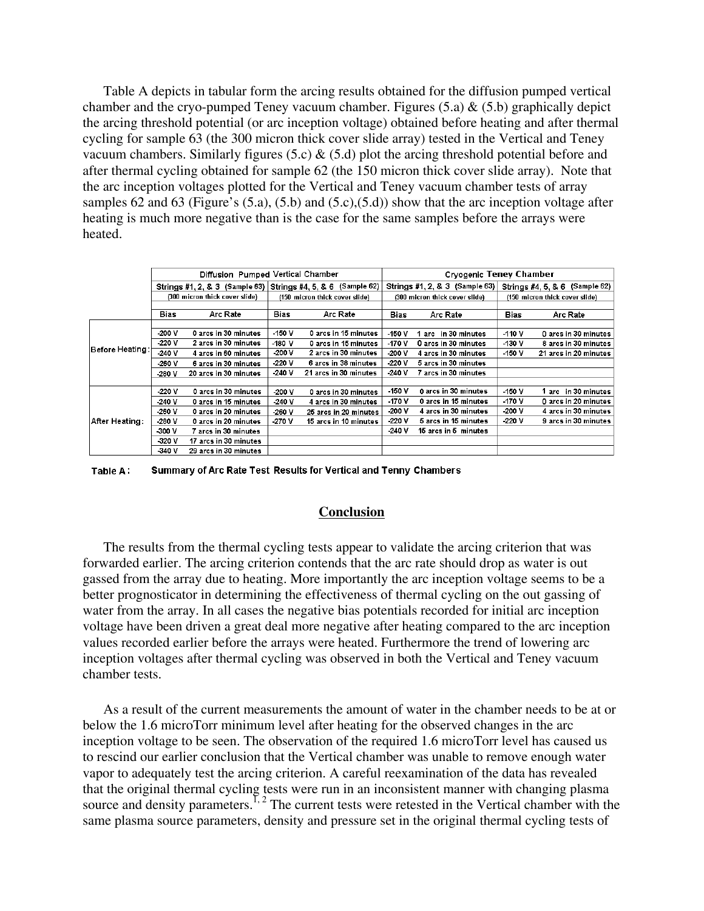Table A depicts in tabular form the arcing results obtained for the diffusion pumped vertical chamber and the cryo-pumped Teney vacuum chamber. Figures (5.a) & (5.b) graphically depict the arcing threshold potential (or arc inception voltage) obtained before heating and after thermal cycling for sample 63 (the 300 micron thick cover slide array) tested in the Vertical and Teney vacuum chambers. Similarly figures (5.c) & (5.d) plot the arcing threshold potential before and after thermal cycling obtained for sample 62 (the 150 micron thick cover slide array). Note that the arc inception voltages plotted for the Vertical and Teney vacuum chamber tests of array samples 62 and 63 (Figure's (5.a), (5.b) and (5.c),(5.d)) show that the arc inception voltage after heating is much more negative than is the case for the same samples before the arrays were heated.

| | Diffusion Pumped Vertical Chamber | | | | Cryogenic Teney Chamber | | | |
|---|---|---|---|---|---|---|---|---|
| | Strings #1, 2, & 3 (Sample 63) (300 micron thick cover slide) | | Strings #4, 5, & 6 (Sample 62) (150 micron thick cover slide) | | Strings #1, 2, & 3 (Sample 63) (300 micron thick cover slide) | | Strings #4, 5, & 6 (Sample 62) (150 micron thick cover slide) | |
| | Bias | Arc Rate | Bias | Arc Rate | Bias | Arc Rate | Bias | Arc Rate |
| Before Heating: | -200 V | 0 arcs in 30 minutes | -150 V | 0 arcs in 15 minutes | -150 V | 1 arc in 30 minutes | -110 V | 0 arcs in 30 minutes |
| | -220 V | 2 arcs in 30 minutes | -180 V | 0 arcs in 15 minutes | -170 V | 0 arcs in 30 minutes | -130 V | 8 arcs in 30 minutes |
| | -240 V | 4 arcs in 60 minutes | -200 V | 2 arcs in 30 minutes | -200 V | 4 arcs in 30 minutes | -150 V | 21 arcs in 20 minutes |
| | -260 V | 6 arcs in 30 minutes | -220 V | 6 arcs in 38 minutes | -220 V | 5 arcs in 30 minutes | | |
| | -280 V | 20 arcs in 30 minutes | -240 V | 21 arcs in 30 minutes | -240 V | 7 arcs in 30 minutes | | |
| After Heating: | -220 V | 0 arcs in 30 minutes | -200 V | 0 arcs in 30 minutes | -150 V | 0 arcs in 30 minutes | -150 V | 1 arc in 30 minutes |
| | -240 V | 0 arcs in 15 minutes | -240 V | 4 arcs in 30 minutes | -170 V | 0 arcs in 15 minutes | -170 V | 0 arcs in 20 minutes |
| | -260 V | 0 arcs in 20 minutes | -260 V | 26 arcs in 20 minutes | -200 V | 4 arcs in 30 minutes | -200 V | 4 arcs in 30 minutes |
| | -280 V | 0 arcs in 20 minutes | -270 V | 15 arcs in 10 minutes | -220 V | 5 arcs in 15 minutes | -220 V | 9 arcs in 30 minutes |
| | -300 V | 7 arcs in 30 minutes | | | -240 V | 15 arcs in 5 minutes | | |
| | -320 V | 17 arcs in 30 minutes | | | | | | |
| | -340 V | 29 arcs in 30 minutes | | | | | | |

**Table A :** Summary of Arc Rate Test Results for Vertical and Tenny Chambers

## Conclusion

The results from the thermal cycling tests appear to validate the arcing criterion that was forwarded earlier. The arcing criterion contends that the arc rate should drop as water is out gassed from the array due to heating. More importantly the arc inception voltage seems to be a better prognosticator in determining the effectiveness of thermal cycling on the out gassing of water from the array. In all cases the negative bias potentials recorded for initial arc inception voltage have been driven a great deal more negative after heating compared to the arc inception values recorded earlier before the arrays were heated. Furthermore the trend of lowering arc inception voltages after thermal cycling was observed in both the Vertical and Teney vacuum chamber tests.

As a result of the current measurements the amount of water in the chamber needs to be at or below the 1.6 microTorr minimum level after heating for the observed changes in the arc inception voltage to be seen. The observation of the required 1.6 microTorr level has caused us to rescind our earlier conclusion that the Vertical chamber was unable to remove enough water vapor to adequately test the arcing criterion. A careful reexamination of the data has revealed that the original thermal cycling tests were run in an inconsistent manner with changing plasma source and density parameters.[1, 2] The current tests were retested in the Vertical chamber with the same plasma source parameters, density and pressure set in the original thermal cycling tests of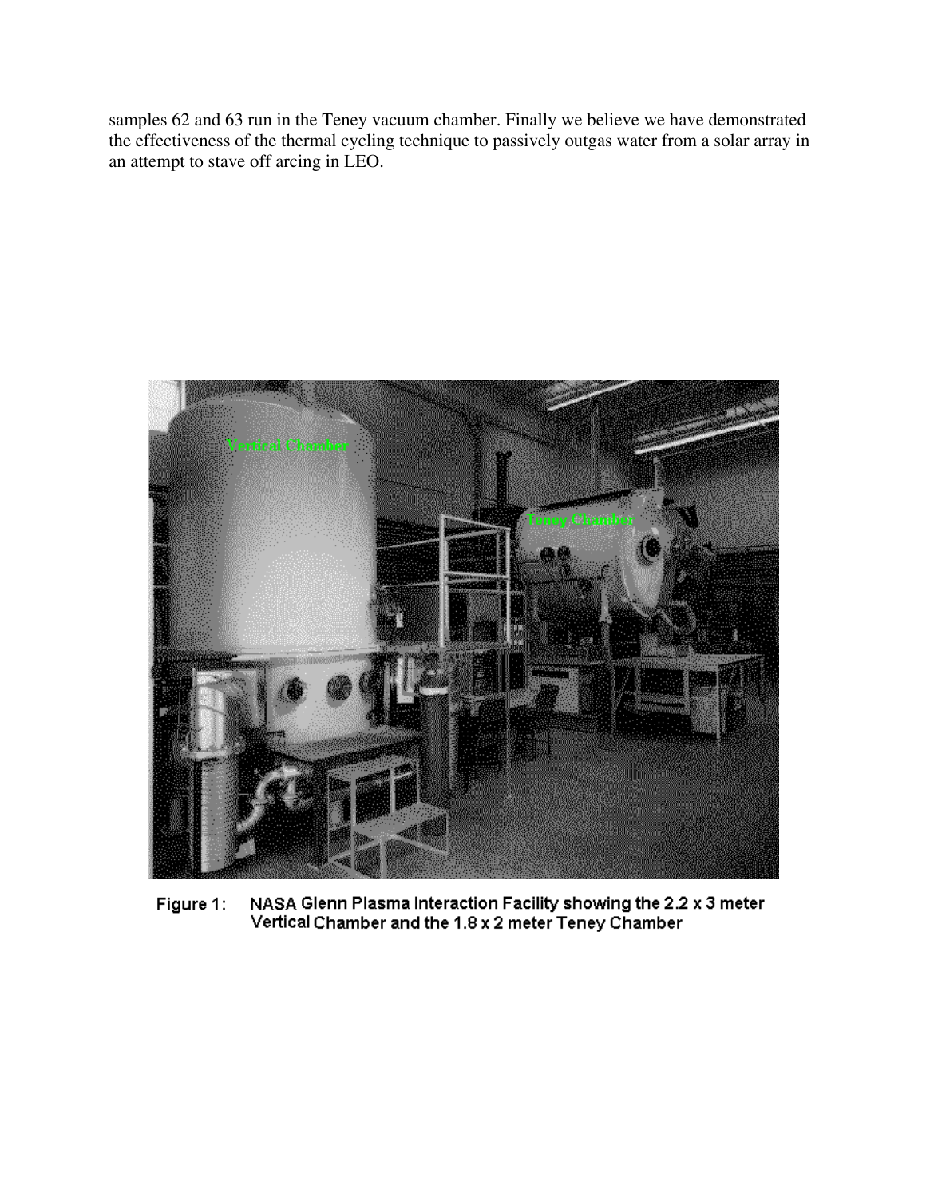samples 62 and 63 run in the Teney vacuum chamber. Finally we believe we have demonstrated the effectiveness of the thermal cycling technique to passively outgas water from a solar array in an attempt to stave off arcing in LEO.

Vertical Chamber

Teney Chamber

Figure 1: NASA Glenn Plasma Interaction Facility showing the 2.2 x 3 meter Vertical Chamber and the 1.8 x 2 meter Teney Chamber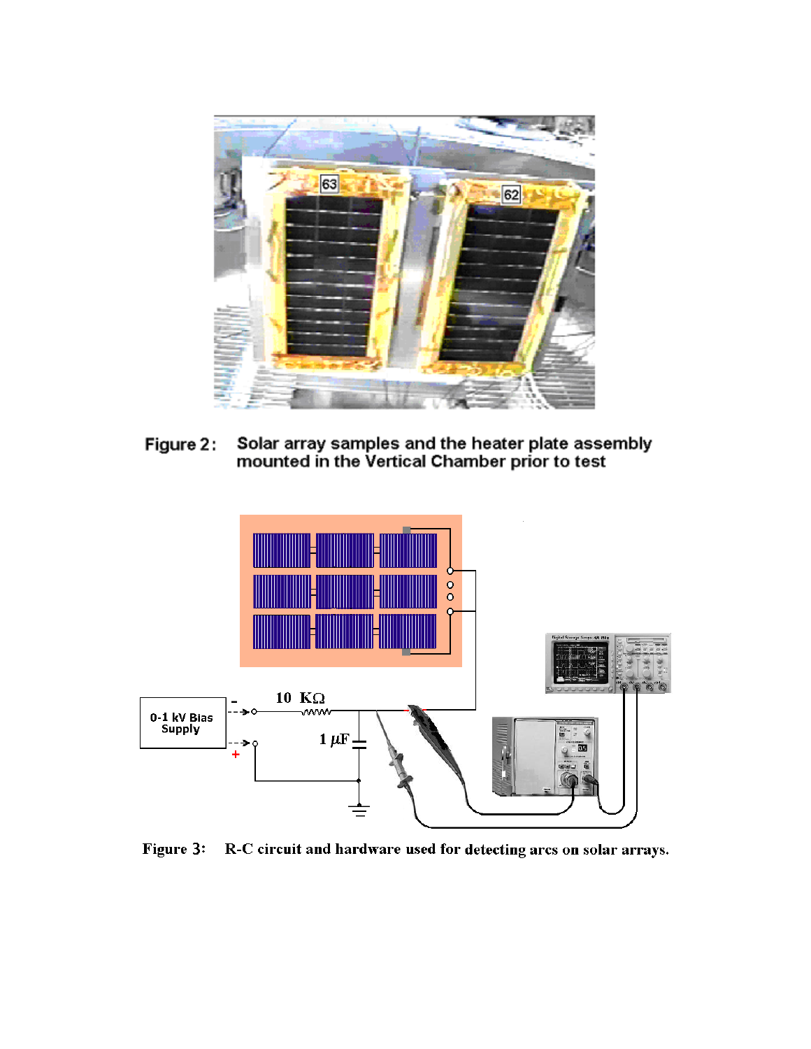**Figure 2:** Solar array samples and the heater plate assembly mounted in the Vertical Chamber prior to test

0-1 kV Bias Supply

10 KΩ

1 μF

**Figure 3:** R-C circuit and hardware used for detecting arcs on solar arrays.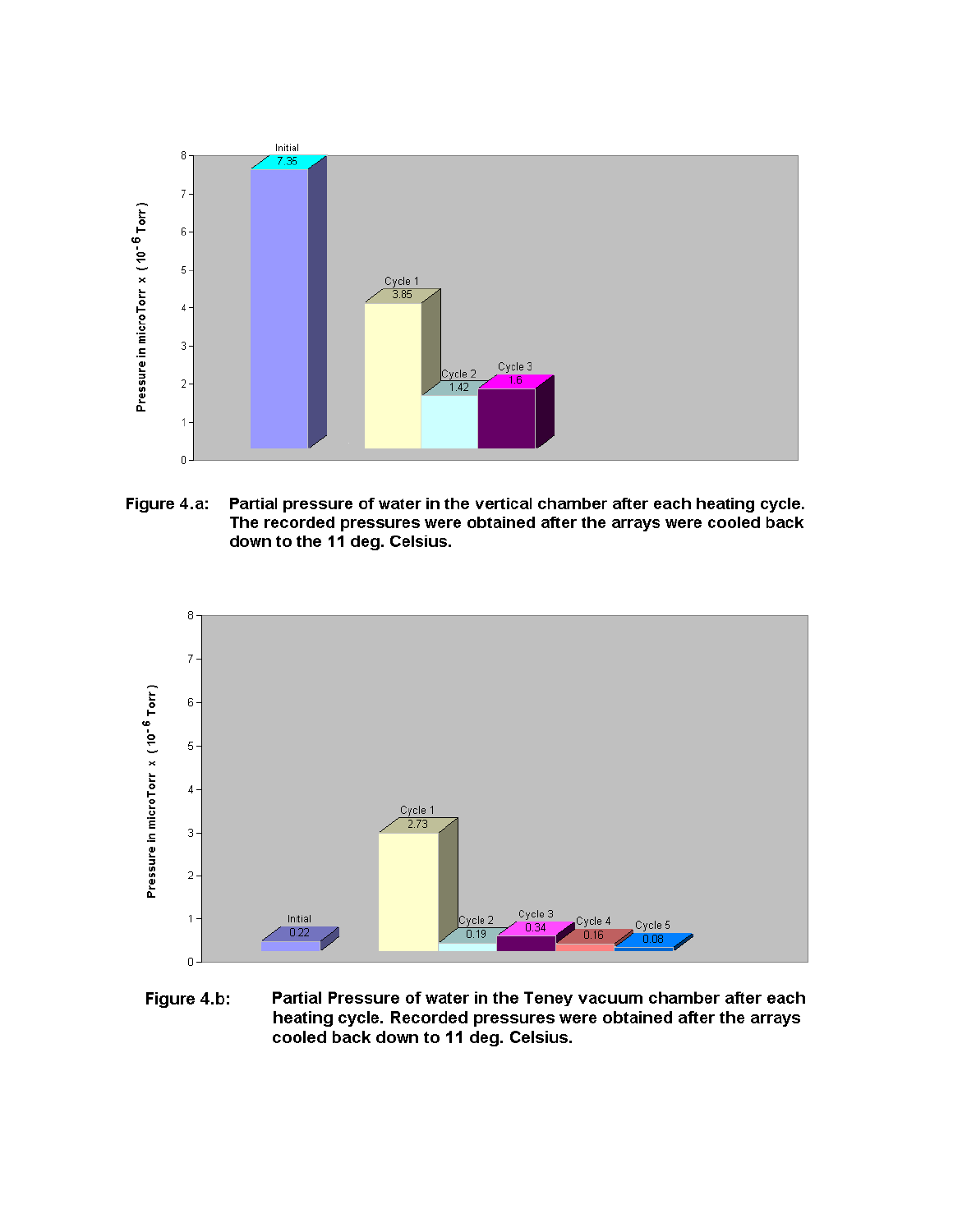Pressure in microTorr x ( $10^{-6}$ Torr )

0
1
2
3
4
5
6
7
8

Initial
7.35

Cycle 1
3.85

Cycle 2
1.42

Cycle 3
1.6

**Figure 4.a:** **Partial pressure of water in the vertical chamber after each heating cycle. The recorded pressures were obtained after the arrays were cooled back down to the 11 deg. Celsius.**

Pressure in microTorr x ( $10^{-6}$ Torr )

0
1
2
3
4
5
6
7
8

Initial
0.22

Cycle 1
2.73

Cycle 2
0.19

Cycle 3
0.34

Cycle 4
0.16

Cycle 5
0.08

**Figure 4.b:** **Partial Pressure of water in the Teney vacuum chamber after each heating cycle. Recorded pressures were obtained after the arrays cooled back down to 11 deg. Celsius.**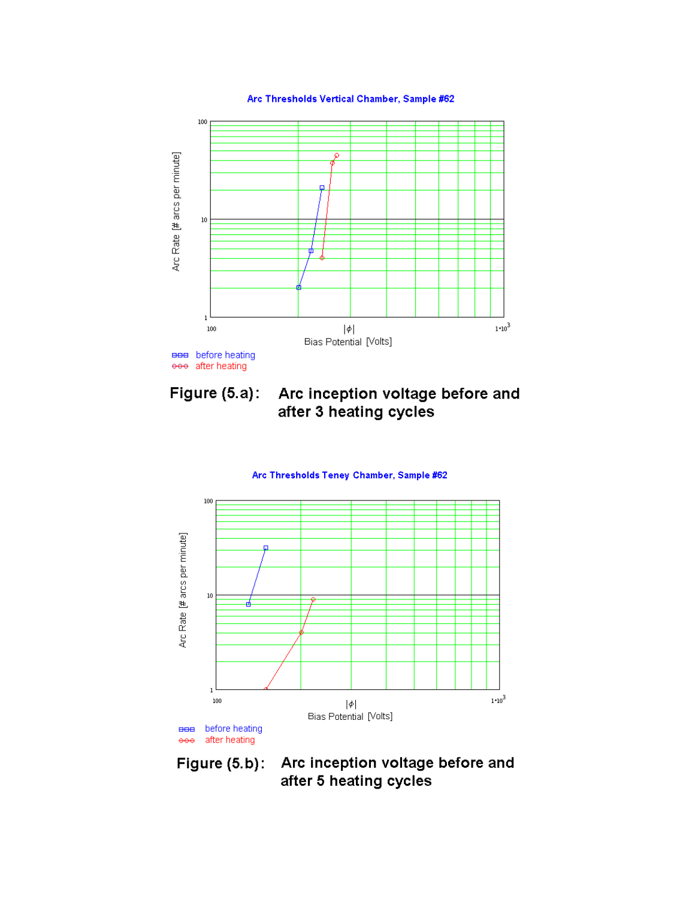Arc Thresholds Vertical Chamber, Sample #62

Arc Rate [# arcs per minute]

100

10

1

100

|ϕ|

$1 \cdot 10^3$

Bias Potential [Volts]

before heating

after heating

**Figure (5.a):** **Arc inception voltage before and after 3 heating cycles**

Arc Thresholds Teney Chamber, Sample #62

Arc Rate [# arcs per minute]

100

10

1

100

|ϕ|

$1 \cdot 10^3$

Bias Potential [Volts]

before heating

after heating

**Figure (5.b):** **Arc inception voltage before and after 5 heating cycles**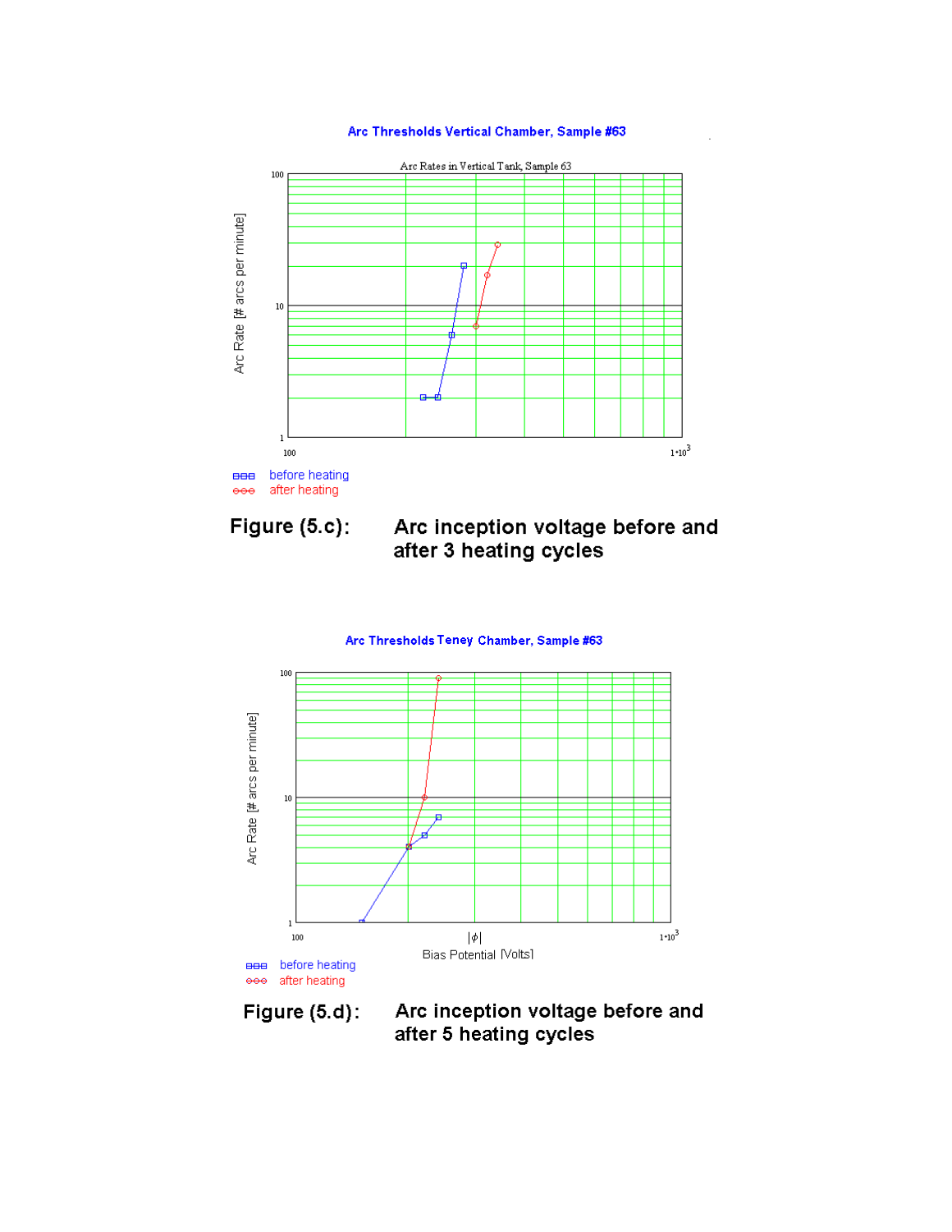Arc Thresholds Vertical Chamber, Sample #63

Arc Rates in Vertical Tank, Sample 63

Arc Rate [# arcs per minute]

100

10

1

100

$1 \cdot 10^3$

before heating

after heating

**Figure (5.c):** **Arc inception voltage before and after 3 heating cycles**

Arc Thresholds Teney Chamber, Sample #63

Arc Rate [# arcs per minute]

100

10

1

100

$|\phi|$

$1 \cdot 10^3$

Bias Potential [Volts]

before heating

after heating

**Figure (5.d):** **Arc inception voltage before and after 5 heating cycles**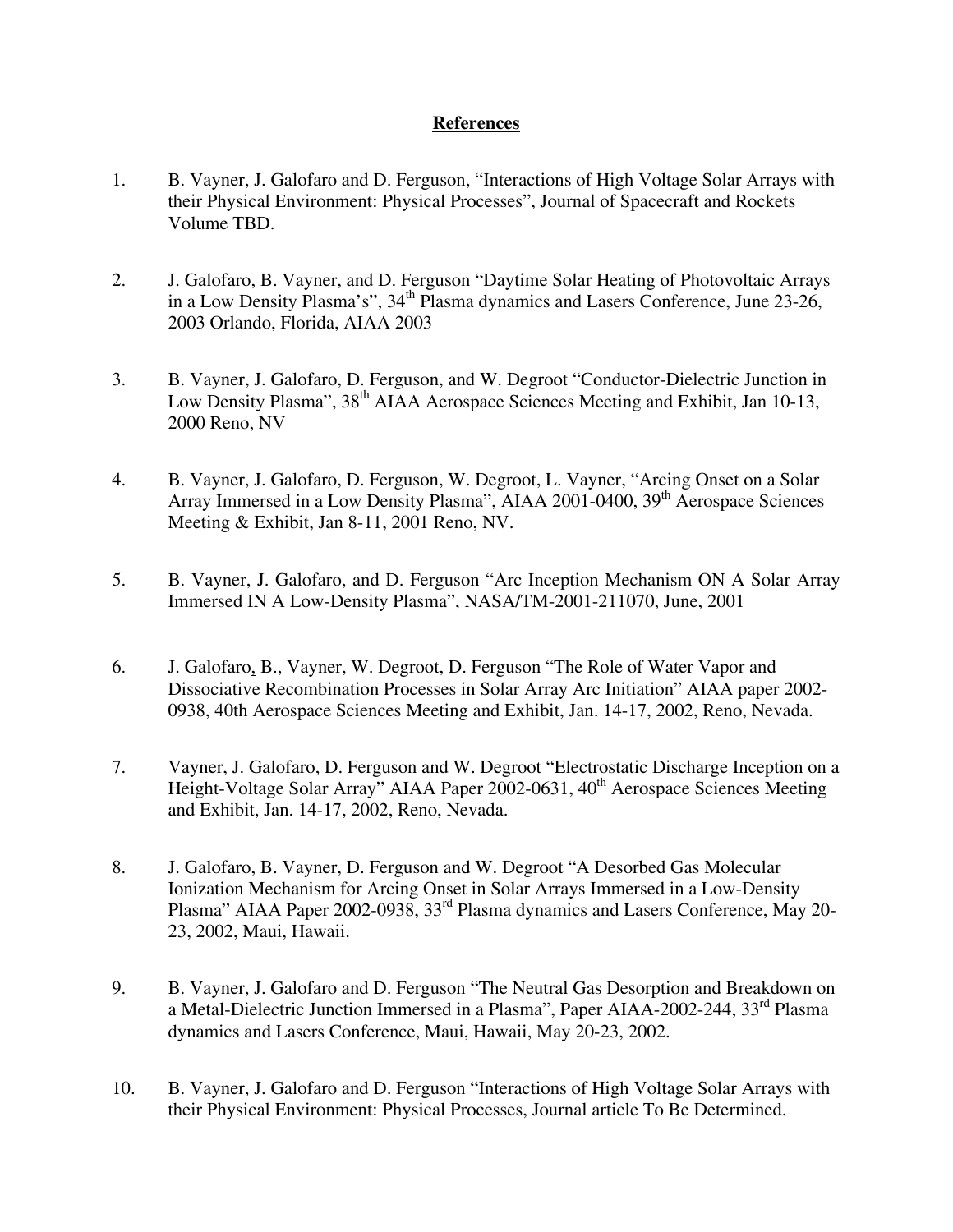## References

1. B. Vayner, J. Galofaro and D. Ferguson, "Interactions of High Voltage Solar Arrays with their Physical Environment: Physical Processes", Journal of Spacecraft and Rockets Volume TBD.

2. J. Galofaro, B. Vayner, and D. Ferguson "Daytime Solar Heating of Photovoltaic Arrays in a Low Density Plasma's", 34th Plasma dynamics and Lasers Conference, June 23-26, 2003 Orlando, Florida, AIAA 2003

3. B. Vayner, J. Galofaro, D. Ferguson, and W. Degroot "Conductor-Dielectric Junction in Low Density Plasma", 38th AIAA Aerospace Sciences Meeting and Exhibit, Jan 10-13, 2000 Reno, NV

4. B. Vayner, J. Galofaro, D. Ferguson, W. Degroot, L. Vayner, "Arcing Onset on a Solar Array Immersed in a Low Density Plasma", AIAA 2001-0400, 39th Aerospace Sciences Meeting & Exhibit, Jan 8-11, 2001 Reno, NV.

5. B. Vayner, J. Galofaro, and D. Ferguson "Arc Inception Mechanism ON A Solar Array Immersed IN A Low-Density Plasma", NASA/TM-2001-211070, June, 2001

6. J. Galofaro, B., Vayner, W. Degroot, D. Ferguson "The Role of Water Vapor and Dissociative Recombination Processes in Solar Array Arc Initiation" AIAA paper 2002-0938, 40th Aerospace Sciences Meeting and Exhibit, Jan. 14-17, 2002, Reno, Nevada.

7. Vayner, J. Galofaro, D. Ferguson and W. Degroot "Electrostatic Discharge Inception on a Height-Voltage Solar Array" AIAA Paper 2002-0631, 40th Aerospace Sciences Meeting and Exhibit, Jan. 14-17, 2002, Reno, Nevada.

8. J. Galofaro, B. Vayner, D. Ferguson and W. Degroot "A Desorbed Gas Molecular Ionization Mechanism for Arcing Onset in Solar Arrays Immersed in a Low-Density Plasma" AIAA Paper 2002-0938, 33rd Plasma dynamics and Lasers Conference, May 20-23, 2002, Maui, Hawaii.

9. B. Vayner, J. Galofaro and D. Ferguson "The Neutral Gas Desorption and Breakdown on a Metal-Dielectric Junction Immersed in a Plasma", Paper AIAA-2002-244, 33rd Plasma dynamics and Lasers Conference, Maui, Hawaii, May 20-23, 2002.

10. B. Vayner, J. Galofaro and D. Ferguson "Interactions of High Voltage Solar Arrays with their Physical Environment: Physical Processes, Journal article To Be Determined.